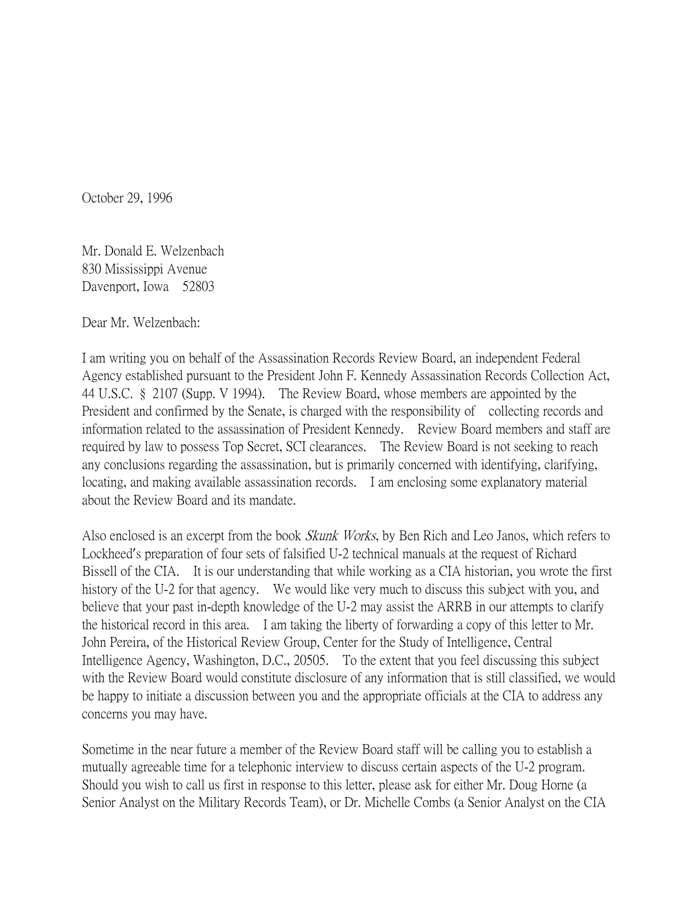October 29, 1996

Mr. Donald E. Welzenbach
830 Mississippi Avenue
Davenport, Iowa 52803

Dear Mr. Welzenbach:

I am writing you on behalf of the Assassination Records Review Board, an independent Federal Agency established pursuant to the President John F. Kennedy Assassination Records Collection Act, 44 U.S.C. § 2107 (Supp. V 1994). The Review Board, whose members are appointed by the President and confirmed by the Senate, is charged with the responsibility of collecting records and information related to the assassination of President Kennedy. Review Board members and staff are required by law to possess Top Secret, SCI clearances. The Review Board is not seeking to reach any conclusions regarding the assassination, but is primarily concerned with identifying, clarifying, locating, and making available assassination records. I am enclosing some explanatory material about the Review Board and its mandate.

Also enclosed is an excerpt from the book *Skunk Works*, by Ben Rich and Leo Janos, which refers to Lockheed's preparation of four sets of falsified U-2 technical manuals at the request of Richard Bissell of the CIA. It is our understanding that while working as a CIA historian, you wrote the first history of the U-2 for that agency. We would like very much to discuss this subject with you, and believe that your past in-depth knowledge of the U-2 may assist the ARRB in our attempts to clarify the historical record in this area. I am taking the liberty of forwarding a copy of this letter to Mr. John Pereira, of the Historical Review Group, Center for the Study of Intelligence, Central Intelligence Agency, Washington, D.C., 20505. To the extent that you feel discussing this subject with the Review Board would constitute disclosure of any information that is still classified, we would be happy to initiate a discussion between you and the appropriate officials at the CIA to address any concerns you may have.

Sometime in the near future a member of the Review Board staff will be calling you to establish a mutually agreeable time for a telephonic interview to discuss certain aspects of the U-2 program. Should you wish to call us first in response to this letter, please ask for either Mr. Doug Horne (a Senior Analyst on the Military Records Team), or Dr. Michelle Combs (a Senior Analyst on the CIA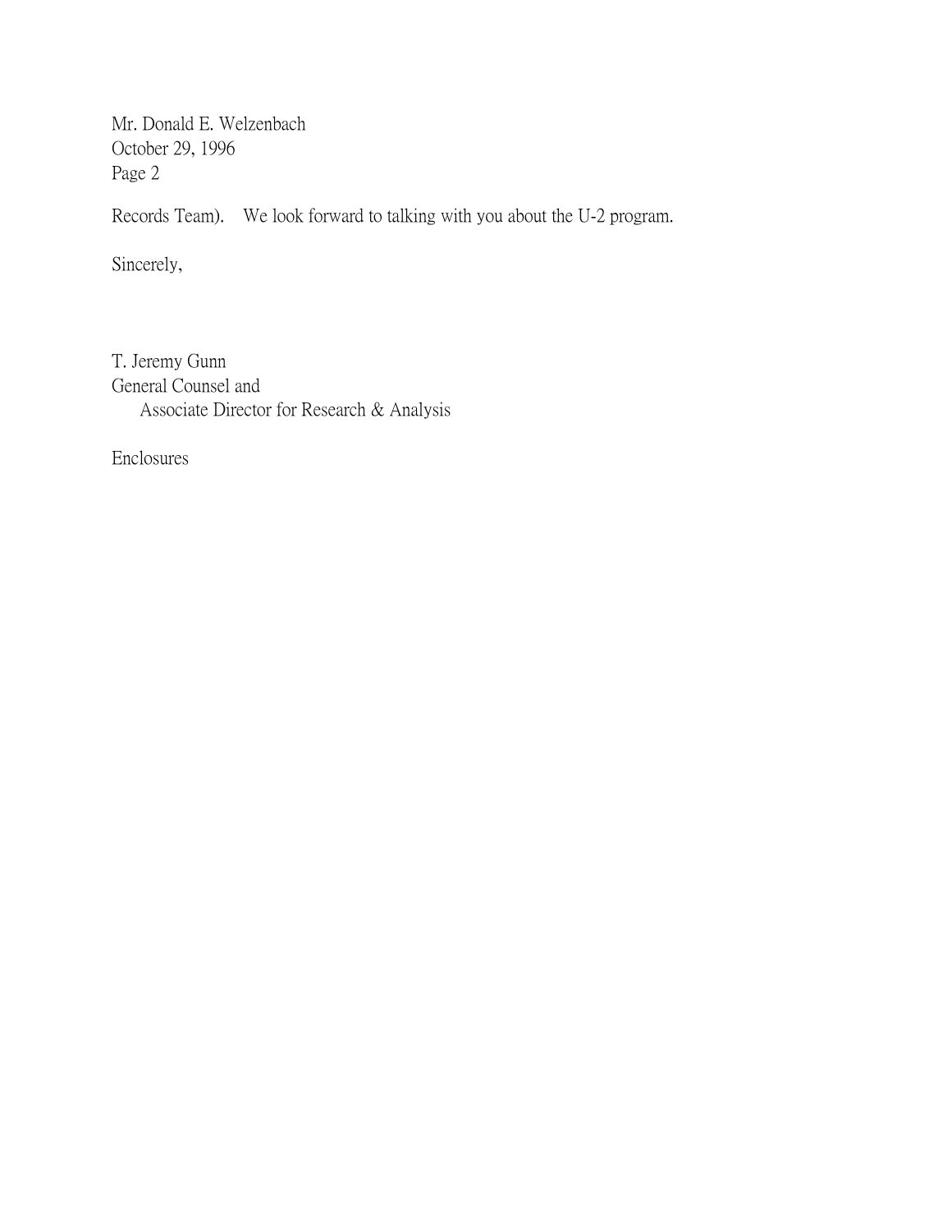Records Team). We look forward to talking with you about the U-2 program.

Sincerely,

T. Jeremy Gunn
General Counsel and
Associate Director for Research & Analysis

Enclosures